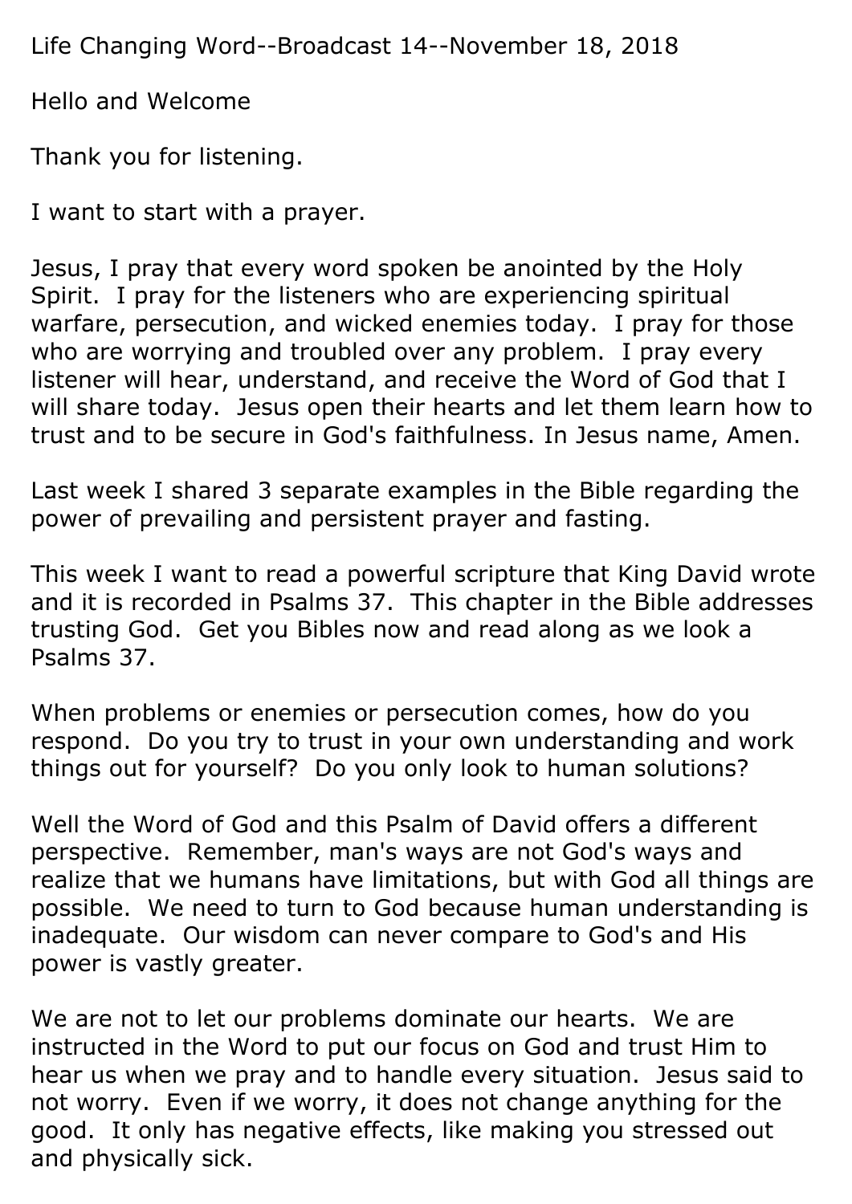Life Changing Word--Broadcast 14--November 18, 2018

Hello and Welcome

Thank you for listening.

I want to start with a prayer.

Jesus, I pray that every word spoken be anointed by the Holy Spirit. I pray for the listeners who are experiencing spiritual warfare, persecution, and wicked enemies today. I pray for those who are worrying and troubled over any problem. I pray every listener will hear, understand, and receive the Word of God that I will share today. Jesus open their hearts and let them learn how to trust and to be secure in God's faithfulness. In Jesus name, Amen.

Last week I shared 3 separate examples in the Bible regarding the power of prevailing and persistent prayer and fasting.

This week I want to read a powerful scripture that King David wrote and it is recorded in Psalms 37. This chapter in the Bible addresses trusting God. Get you Bibles now and read along as we look a Psalms 37.

When problems or enemies or persecution comes, how do you respond. Do you try to trust in your own understanding and work things out for yourself? Do you only look to human solutions?

Well the Word of God and this Psalm of David offers a different perspective. Remember, man's ways are not God's ways and realize that we humans have limitations, but with God all things are possible. We need to turn to God because human understanding is inadequate. Our wisdom can never compare to God's and His power is vastly greater.

We are not to let our problems dominate our hearts. We are instructed in the Word to put our focus on God and trust Him to hear us when we pray and to handle every situation. Jesus said to not worry. Even if we worry, it does not change anything for the good. It only has negative effects, like making you stressed out and physically sick.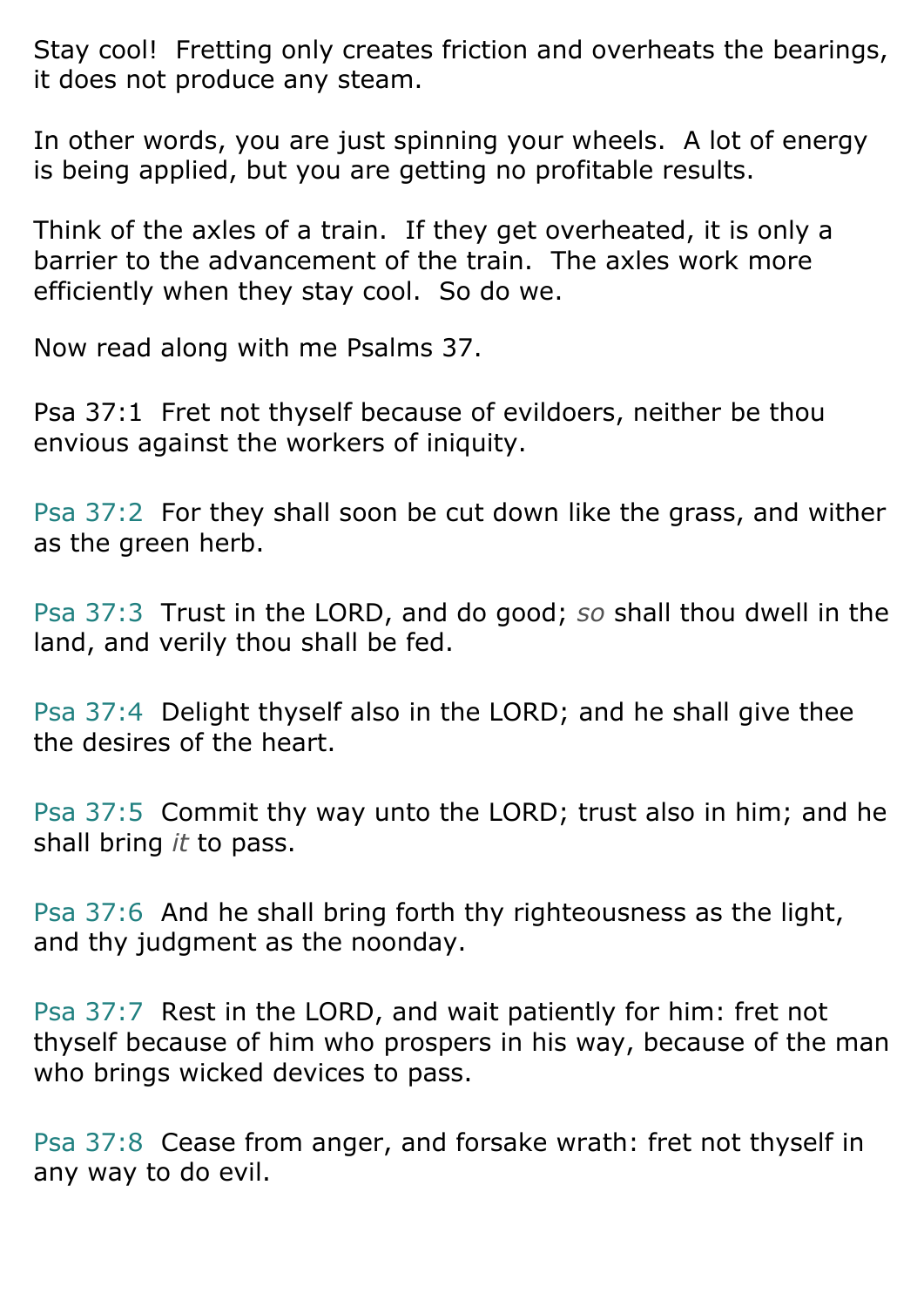Stay cool!  Fretting only creates friction and overheats the bearings, it does not produce any steam.

In other words, you are just spinning your wheels.  A lot of energy is being applied, but you are getting no profitable results.

Think of the axles of a train.  If they get overheated, it is only a barrier to the advancement of the train.  The axles work more efficiently when they stay cool.  So do we.

Now read along with me Psalms 37.

Psa 37:1  Fret not thyself because of evildoers, neither be thou envious against the workers of iniquity.

Psa 37:2  For they shall soon be cut down like the grass, and wither as the green herb.

Psa 37:3  Trust in the LORD, and do good; *so* shall thou dwell in the land, and verily thou shall be fed.

Psa 37:4  Delight thyself also in the LORD; and he shall give thee the desires of the heart.

Psa 37:5  Commit thy way unto the LORD; trust also in him; and he shall bring *it* to pass.

Psa 37:6  And he shall bring forth thy righteousness as the light, and thy judgment as the noonday.

Psa 37:7  Rest in the LORD, and wait patiently for him: fret not thyself because of him who prospers in his way, because of the man who brings wicked devices to pass.

Psa 37:8  Cease from anger, and forsake wrath: fret not thyself in any way to do evil.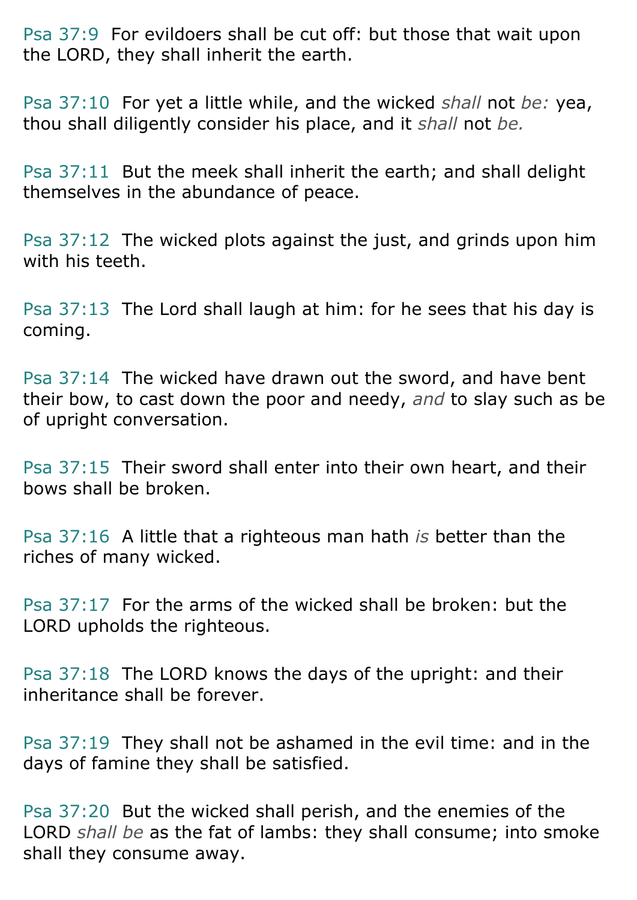Psa 37:9 For evildoers shall be cut off: but those that wait upon the LORD, they shall inherit the earth.

Psa 37:10 For yet a little while, and the wicked *shall* not *be:* yea, thou shall diligently consider his place, and it *shall* not *be.*

Psa 37:11 But the meek shall inherit the earth; and shall delight themselves in the abundance of peace.

Psa 37:12 The wicked plots against the just, and grinds upon him with his teeth.

Psa 37:13 The Lord shall laugh at him: for he sees that his day is coming.

Psa 37:14 The wicked have drawn out the sword, and have bent their bow, to cast down the poor and needy, *and* to slay such as be of upright conversation.

Psa 37:15 Their sword shall enter into their own heart, and their bows shall be broken.

Psa 37:16 A little that a righteous man hath *is* better than the riches of many wicked.

Psa 37:17 For the arms of the wicked shall be broken: but the LORD upholds the righteous.

Psa 37:18 The LORD knows the days of the upright: and their inheritance shall be forever.

Psa 37:19 They shall not be ashamed in the evil time: and in the days of famine they shall be satisfied.

Psa 37:20 But the wicked shall perish, and the enemies of the LORD *shall be* as the fat of lambs: they shall consume; into smoke shall they consume away.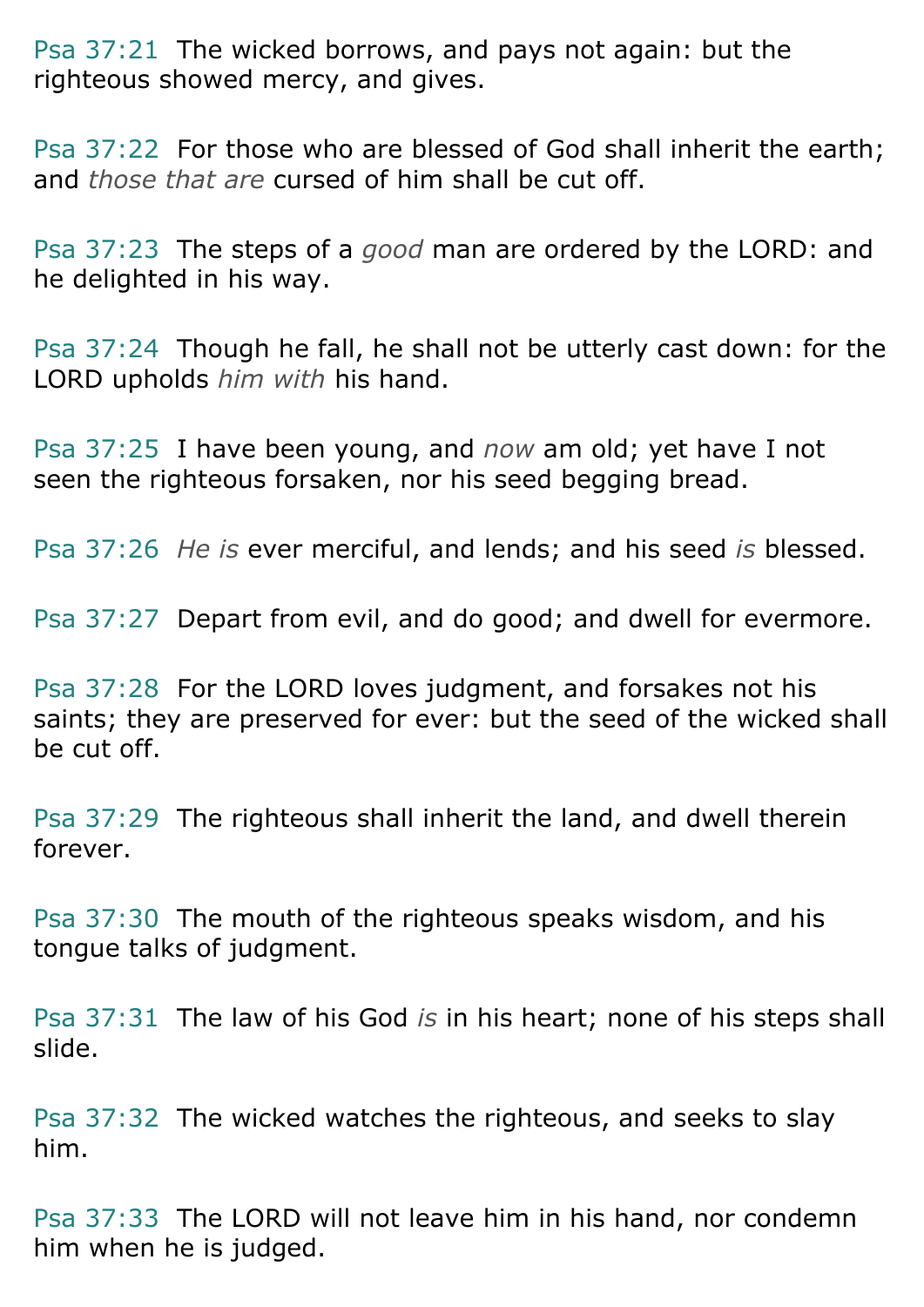Psa 37:21 The wicked borrows, and pays not again: but the righteous showed mercy, and gives.

Psa 37:22 For those who are blessed of God shall inherit the earth; and *those that are* cursed of him shall be cut off.

Psa 37:23 The steps of a *good* man are ordered by the LORD: and he delighted in his way.

Psa 37:24 Though he fall, he shall not be utterly cast down: for the LORD upholds *him with* his hand.

Psa 37:25 I have been young, and *now* am old; yet have I not seen the righteous forsaken, nor his seed begging bread.

Psa 37:26 *He is* ever merciful, and lends; and his seed *is* blessed.

Psa 37:27 Depart from evil, and do good; and dwell for evermore.

Psa 37:28 For the LORD loves judgment, and forsakes not his saints; they are preserved for ever: but the seed of the wicked shall be cut off.

Psa 37:29 The righteous shall inherit the land, and dwell therein forever.

Psa 37:30 The mouth of the righteous speaks wisdom, and his tongue talks of judgment.

Psa 37:31 The law of his God *is* in his heart; none of his steps shall slide.

Psa 37:32 The wicked watches the righteous, and seeks to slay him.

Psa 37:33 The LORD will not leave him in his hand, nor condemn him when he is judged.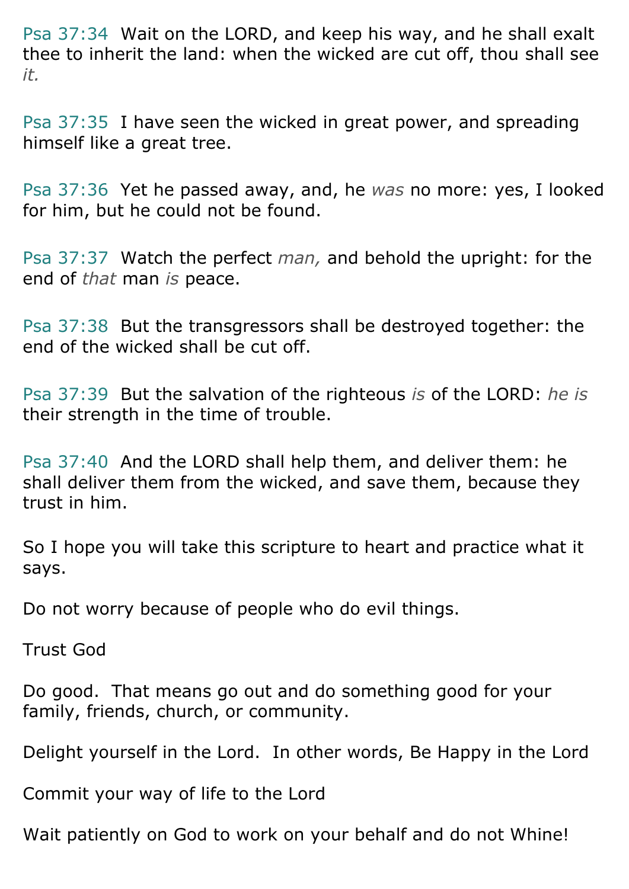Psa 37:34 Wait on the LORD, and keep his way, and he shall exalt thee to inherit the land: when the wicked are cut off, thou shall see *it.*

Psa 37:35 I have seen the wicked in great power, and spreading himself like a great tree.

Psa 37:36 Yet he passed away, and, he *was* no more: yes, I looked for him, but he could not be found.

Psa 37:37 Watch the perfect *man,* and behold the upright: for the end of *that* man *is* peace.

Psa 37:38 But the transgressors shall be destroyed together: the end of the wicked shall be cut off.

Psa 37:39 But the salvation of the righteous *is* of the LORD: *he is* their strength in the time of trouble.

Psa 37:40 And the LORD shall help them, and deliver them: he shall deliver them from the wicked, and save them, because they trust in him.

So I hope you will take this scripture to heart and practice what it says.

Do not worry because of people who do evil things.

Trust God

Do good. That means go out and do something good for your family, friends, church, or community.

Delight yourself in the Lord. In other words, Be Happy in the Lord

Commit your way of life to the Lord

Wait patiently on God to work on your behalf and do not Whine!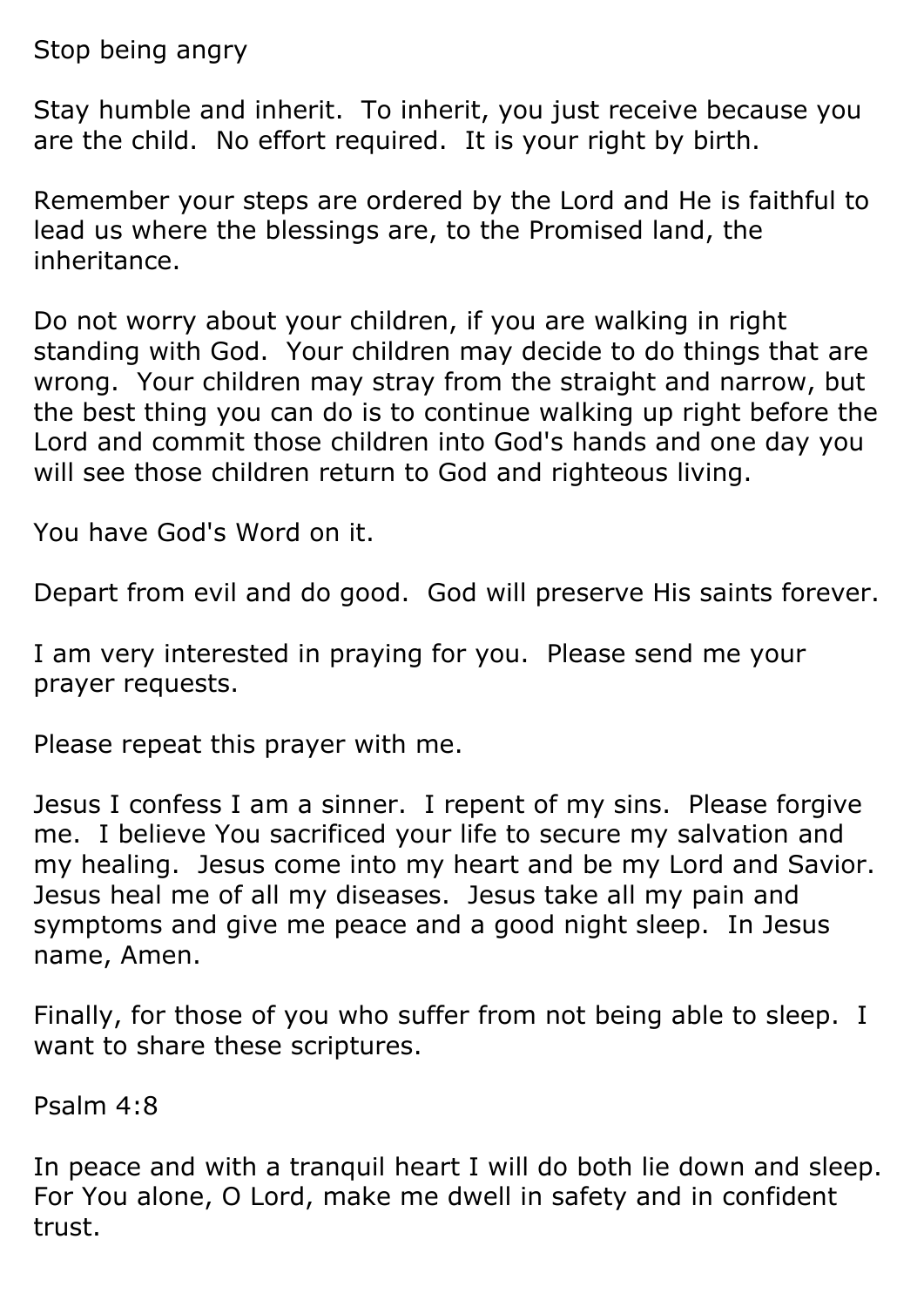Stop being angry

Stay humble and inherit. To inherit, you just receive because you are the child. No effort required. It is your right by birth.

Remember your steps are ordered by the Lord and He is faithful to lead us where the blessings are, to the Promised land, the inheritance.

Do not worry about your children, if you are walking in right standing with God. Your children may decide to do things that are wrong. Your children may stray from the straight and narrow, but the best thing you can do is to continue walking up right before the Lord and commit those children into God's hands and one day you will see those children return to God and righteous living.

You have God's Word on it.

Depart from evil and do good. God will preserve His saints forever.

I am very interested in praying for you. Please send me your prayer requests.

Please repeat this prayer with me.

Jesus I confess I am a sinner. I repent of my sins. Please forgive me. I believe You sacrificed your life to secure my salvation and my healing. Jesus come into my heart and be my Lord and Savior. Jesus heal me of all my diseases. Jesus take all my pain and symptoms and give me peace and a good night sleep. In Jesus name, Amen.

Finally, for those of you who suffer from not being able to sleep. I want to share these scriptures.

Psalm 4:8

In peace and with a tranquil heart I will do both lie down and sleep. For You alone, O Lord, make me dwell in safety and in confident trust.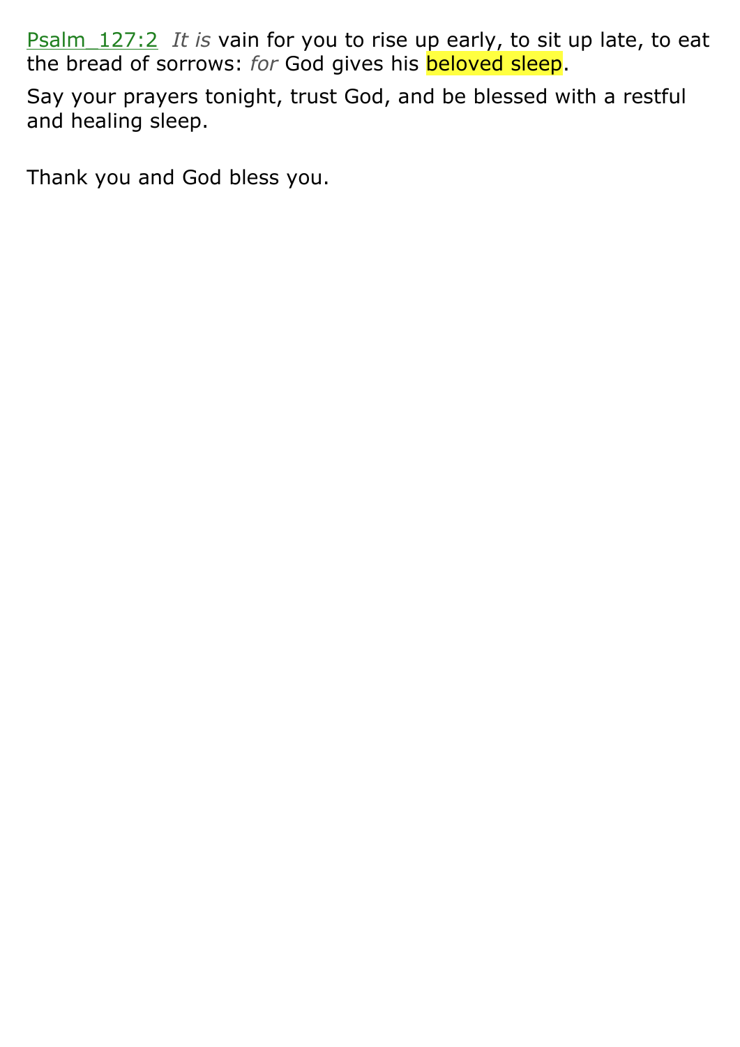Psalm 127:2 *It is* vain for you to rise up early, to sit up late, to eat the bread of sorrows: *for* God gives his beloved sleep.

Say your prayers tonight, trust God, and be blessed with a restful and healing sleep.

Thank you and God bless you.